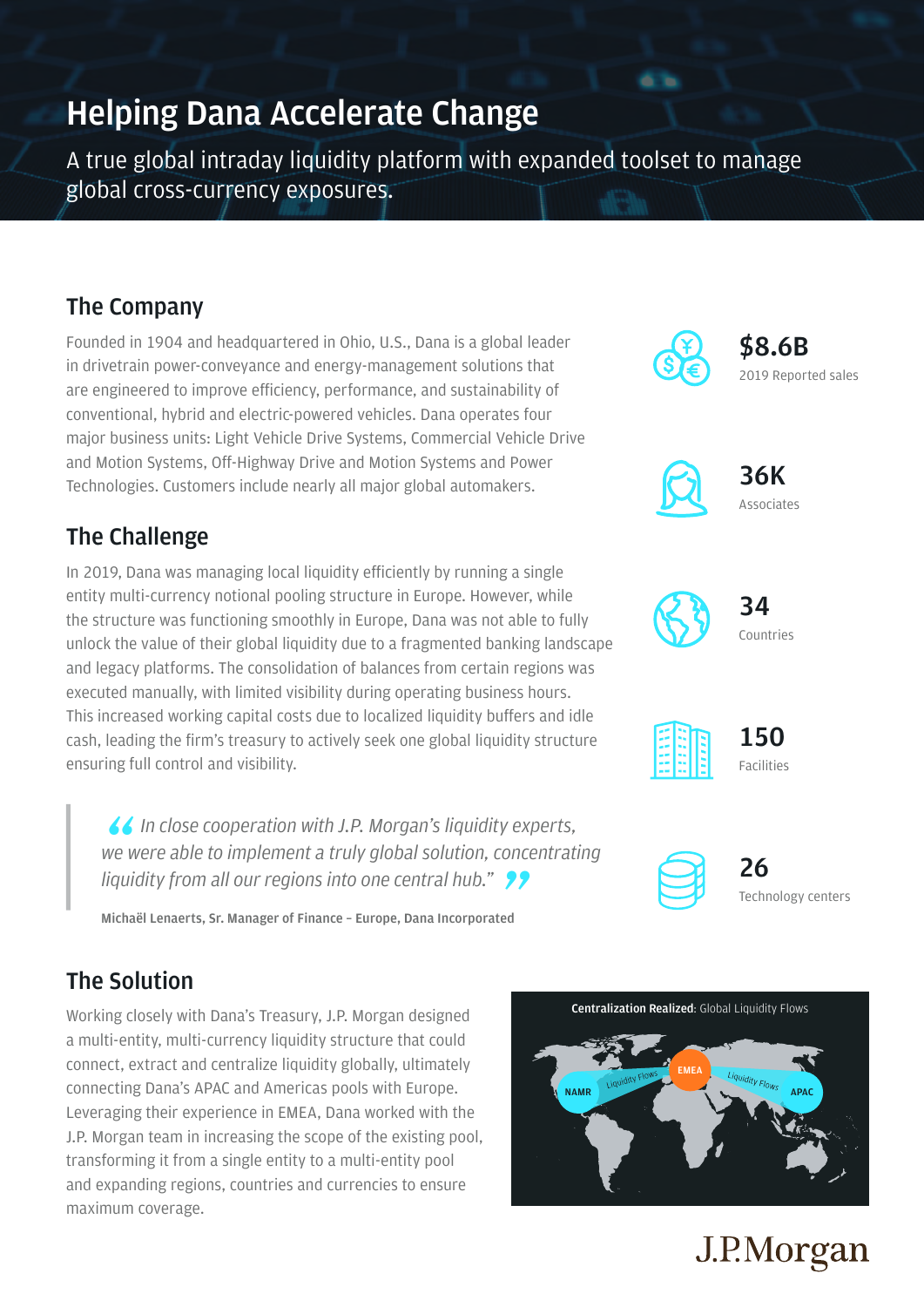# Helping Dana Accelerate Change

A true global intraday liquidity platform with expanded toolset to manage global cross-currency exposures.

## The Company

Founded in 1904 and headquartered in Ohio, U.S., Dana is a global leader in drivetrain power-conveyance and energy-management solutions that are engineered to improve efficiency, performance, and sustainability of conventional, hybrid and electric-powered vehicles. Dana operates four major business units: Light Vehicle Drive Systems, Commercial Vehicle Drive and Motion Systems, Off-Highway Drive and Motion Systems and Power Technologies. Customers include nearly all major global automakers.

**$8.6B**
2019 Reported sales

**36K**
Associates

**34**
Countries

**150**
Facilities

**26**
Technology centers

## The Challenge

In 2019, Dana was managing local liquidity efficiently by running a single entity multi-currency notional pooling structure in Europe. However, while the structure was functioning smoothly in Europe, Dana was not able to fully unlock the value of their global liquidity due to a fragmented banking landscape and legacy platforms. The consolidation of balances from certain regions was executed manually, with limited visibility during operating business hours. This increased working capital costs due to localized liquidity buffers and idle cash, leading the firm's treasury to actively seek one global liquidity structure ensuring full control and visibility.

> *"In close cooperation with J.P. Morgan's liquidity experts, we were able to implement a truly global solution, concentrating liquidity from all our regions into one central hub."*
>
> **Michaël Lenaerts, Sr. Manager of Finance – Europe, Dana Incorporated**

## The Solution

Working closely with Dana's Treasury, J.P. Morgan designed a multi-entity, multi-currency liquidity structure that could connect, extract and centralize liquidity globally, ultimately connecting Dana's APAC and Americas pools with Europe. Leveraging their experience in EMEA, Dana worked with the J.P. Morgan team in increasing the scope of the existing pool, transforming it from a single entity to a multi-entity pool and expanding regions, countries and currencies to ensure maximum coverage.

**Centralization Realized**: Global Liquidity Flows

NAMR — Liquidity Flows → EMEA ← Liquidity Flows — APAC

J.P.Morgan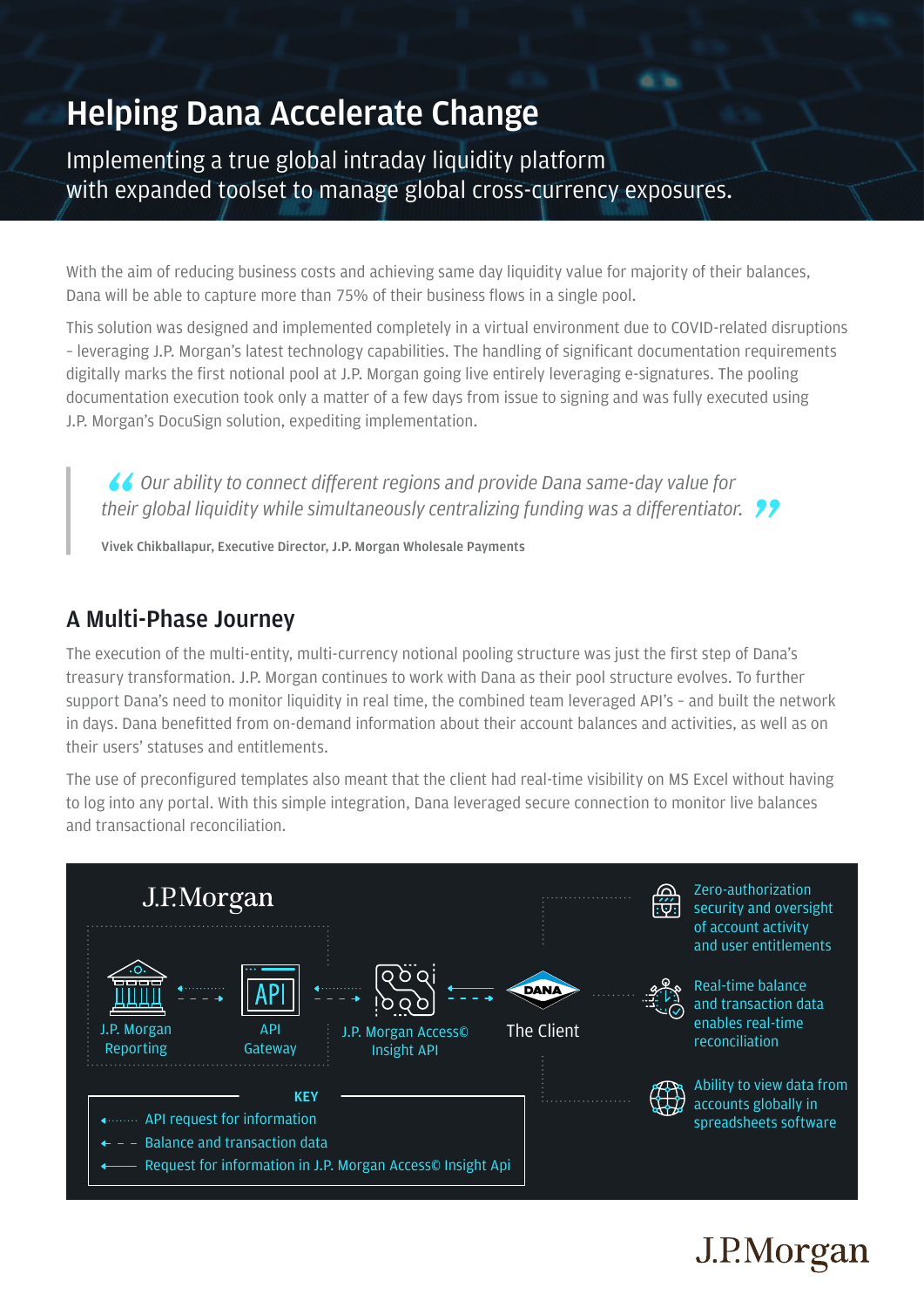# Helping Dana Accelerate Change

Implementing a true global intraday liquidity platform with expanded toolset to manage global cross-currency exposures.

With the aim of reducing business costs and achieving same day liquidity value for majority of their balances, Dana will be able to capture more than 75% of their business flows in a single pool.

This solution was designed and implemented completely in a virtual environment due to COVID-related disruptions – leveraging J.P. Morgan's latest technology capabilities. The handling of significant documentation requirements digitally marks the first notional pool at J.P. Morgan going live entirely leveraging e-signatures. The pooling documentation execution took only a matter of a few days from issue to signing and was fully executed using J.P. Morgan's DocuSign solution, expediting implementation.

> *"Our ability to connect different regions and provide Dana same-day value for their global liquidity while simultaneously centralizing funding was a differentiator."*
>
> **Vivek Chikballapur, Executive Director, J.P. Morgan Wholesale Payments**

## A Multi-Phase Journey

The execution of the multi-entity, multi-currency notional pooling structure was just the first step of Dana's treasury transformation. J.P. Morgan continues to work with Dana as their pool structure evolves. To further support Dana's need to monitor liquidity in real time, the combined team leveraged API's – and built the network in days. Dana benefitted from on-demand information about their account balances and activities, as well as on their users' statuses and entitlements.

The use of preconfigured templates also meant that the client had real-time visibility on MS Excel without having to log into any portal. With this simple integration, Dana leveraged secure connection to monitor live balances and transactional reconciliation.

J.P.Morgan

J.P. Morgan Reporting — API Gateway — J.P. Morgan Access© Insight API — The Client (DANA)

- Zero-authorization security and oversight of account activity and user entitlements
- Real-time balance and transaction data enables real-time reconciliation
- Ability to view data from accounts globally in spreadsheets software

**KEY**

- API request for information
- Balance and transaction data
- Request for information in J.P. Morgan Access© Insight Api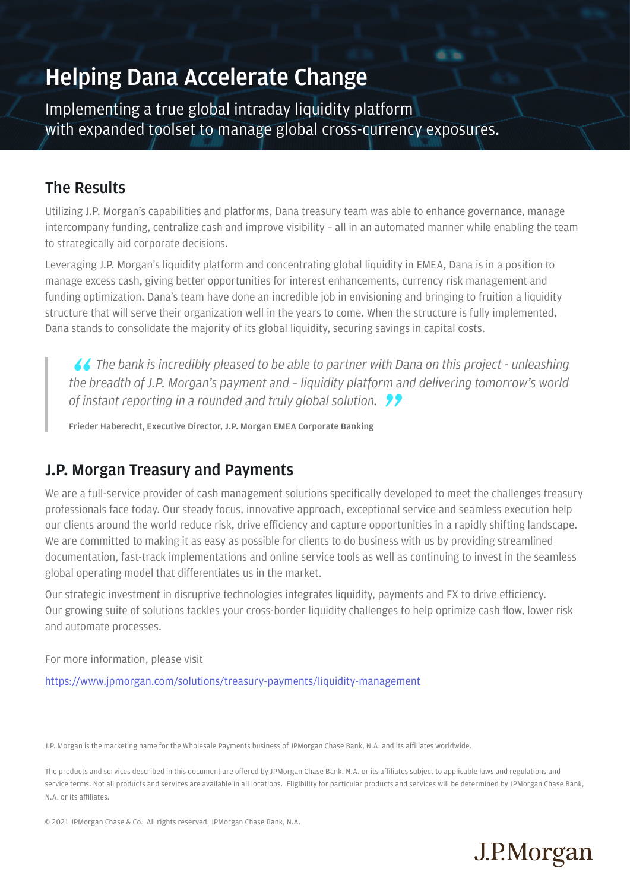# Helping Dana Accelerate Change

Implementing a true global intraday liquidity platform
with expanded toolset to manage global cross-currency exposures.

## The Results

Utilizing J.P. Morgan's capabilities and platforms, Dana treasury team was able to enhance governance, manage intercompany funding, centralize cash and improve visibility – all in an automated manner while enabling the team to strategically aid corporate decisions.

Leveraging J.P. Morgan's liquidity platform and concentrating global liquidity in EMEA, Dana is in a position to manage excess cash, giving better opportunities for interest enhancements, currency risk management and funding optimization. Dana's team have done an incredible job in envisioning and bringing to fruition a liquidity structure that will serve their organization well in the years to come. When the structure is fully implemented, Dana stands to consolidate the majority of its global liquidity, securing savings in capital costs.

> *"The bank is incredibly pleased to be able to partner with Dana on this project - unleashing the breadth of J.P. Morgan's payment and – liquidity platform and delivering tomorrow's world of instant reporting in a rounded and truly global solution."*
>
> **Frieder Haberecht, Executive Director, J.P. Morgan EMEA Corporate Banking**

## J.P. Morgan Treasury and Payments

We are a full-service provider of cash management solutions specifically developed to meet the challenges treasury professionals face today. Our steady focus, innovative approach, exceptional service and seamless execution help our clients around the world reduce risk, drive efficiency and capture opportunities in a rapidly shifting landscape. We are committed to making it as easy as possible for clients to do business with us by providing streamlined documentation, fast-track implementations and online service tools as well as continuing to invest in the seamless global operating model that differentiates us in the market.

Our strategic investment in disruptive technologies integrates liquidity, payments and FX to drive efficiency. Our growing suite of solutions tackles your cross-border liquidity challenges to help optimize cash flow, lower risk and automate processes.

For more information, please visit

https://www.jpmorgan.com/solutions/treasury-payments/liquidity-management

J.P. Morgan is the marketing name for the Wholesale Payments business of JPMorgan Chase Bank, N.A. and its affiliates worldwide.

The products and services described in this document are offered by JPMorgan Chase Bank, N.A. or its affiliates subject to applicable laws and regulations and service terms. Not all products and services are available in all locations. Eligibility for particular products and services will be determined by JPMorgan Chase Bank, N.A. or its affiliates.

© 2021 JPMorgan Chase & Co. All rights reserved. JPMorgan Chase Bank, N.A.

J.P.Morgan